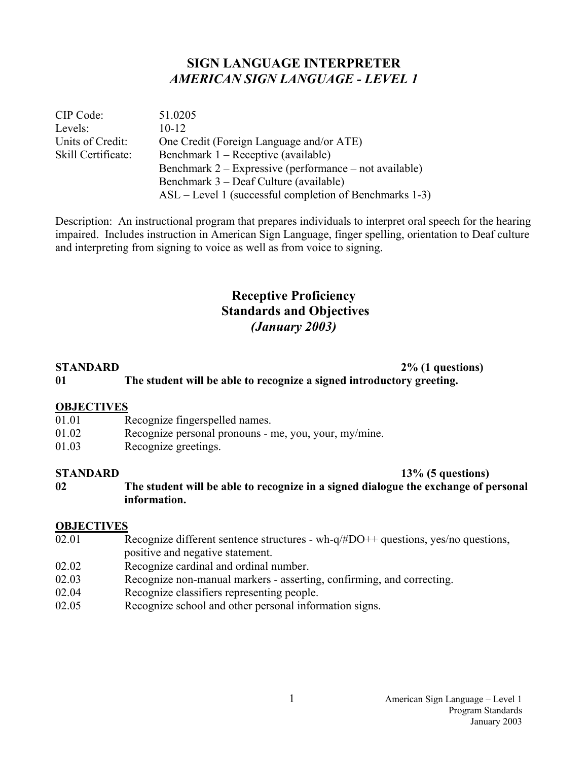# SIGN LANGUAGE INTERPRETER
## *AMERICAN SIGN LANGUAGE - LEVEL 1*

| | |
|---|---|
| CIP Code: | 51.0205 |
| Levels: | 10-12 |
| Units of Credit: | One Credit (Foreign Language and/or ATE) |
| Skill Certificate: | Benchmark 1 – Receptive (available) |
| | Benchmark 2 – Expressive (performance – not available) |
| | Benchmark 3 – Deaf Culture (available) |
| | ASL – Level 1 (successful completion of Benchmarks 1-3) |

Description: An instructional program that prepares individuals to interpret oral speech for the hearing impaired. Includes instruction in American Sign Language, finger spelling, orientation to Deaf culture and interpreting from signing to voice as well as from voice to signing.

## Receptive Proficiency Standards and Objectives
### *(January 2003)*

**STANDARD 01** — **2% (1 questions)**

**The student will be able to recognize a signed introductory greeting.**

**OBJECTIVES**

- 01.01 Recognize fingerspelled names.
- 01.02 Recognize personal pronouns - me, you, your, my/mine.
- 01.03 Recognize greetings.

**STANDARD 02** — **13% (5 questions)**

**The student will be able to recognize in a signed dialogue the exchange of personal information.**

**OBJECTIVES**

- 02.01 Recognize different sentence structures - wh-q/#DO++ questions, yes/no questions, positive and negative statement.
- 02.02 Recognize cardinal and ordinal number.
- 02.03 Recognize non-manual markers - asserting, confirming, and correcting.
- 02.04 Recognize classifiers representing people.
- 02.05 Recognize school and other personal information signs.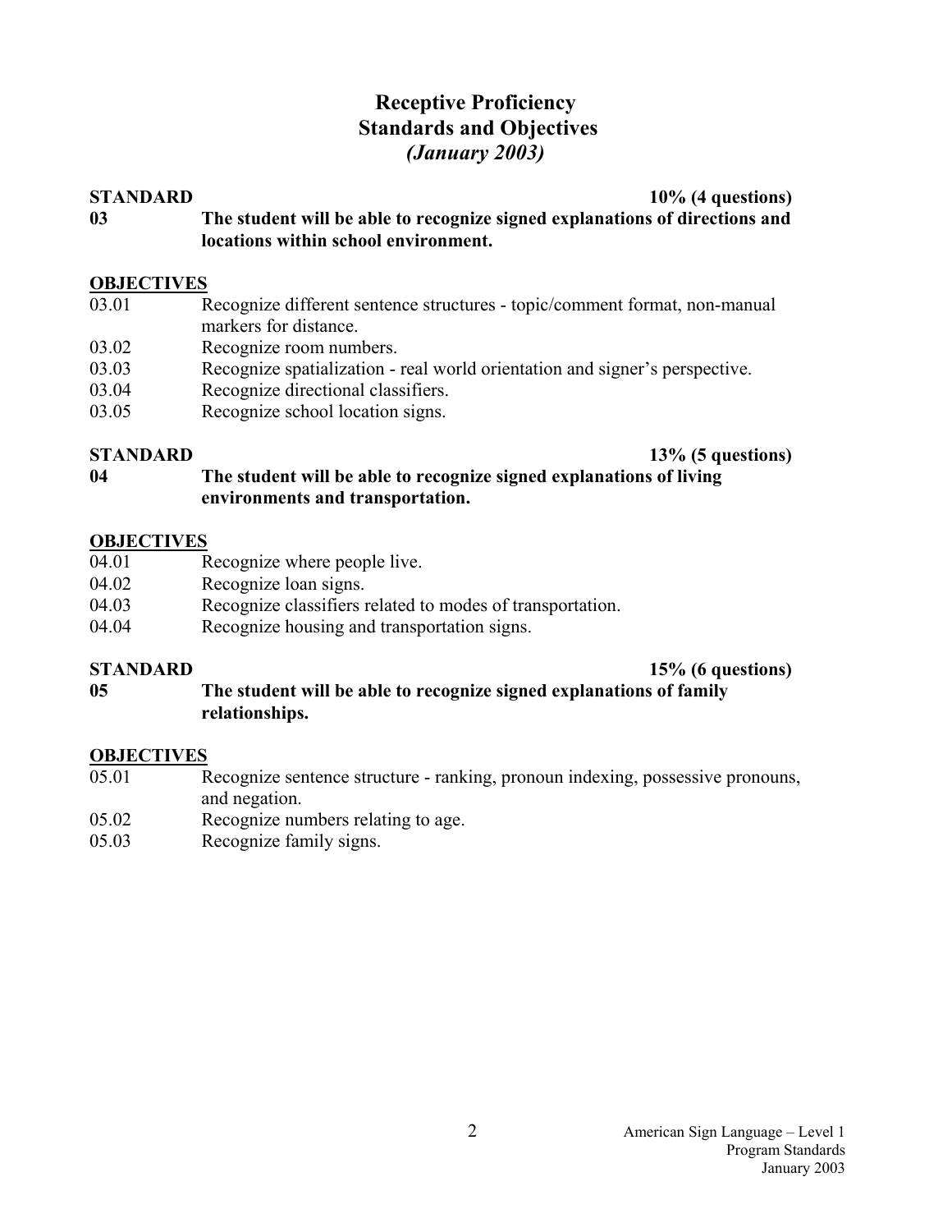# Receptive Proficiency
# Standards and Objectives
# *(January 2003)*

**STANDARD** **10% (4 questions)**

**03** **The student will be able to recognize signed explanations of directions and locations within school environment.**

**OBJECTIVES**

| | |
|---|---|
| 03.01 | Recognize different sentence structures - topic/comment format, non-manual markers for distance. |
| 03.02 | Recognize room numbers. |
| 03.03 | Recognize spatialization - real world orientation and signer's perspective. |
| 03.04 | Recognize directional classifiers. |
| 03.05 | Recognize school location signs. |

**STANDARD** **13% (5 questions)**

**04** **The student will be able to recognize signed explanations of living environments and transportation.**

**OBJECTIVES**

| | |
|---|---|
| 04.01 | Recognize where people live. |
| 04.02 | Recognize loan signs. |
| 04.03 | Recognize classifiers related to modes of transportation. |
| 04.04 | Recognize housing and transportation signs. |

**STANDARD** **15% (6 questions)**

**05** **The student will be able to recognize signed explanations of family relationships.**

**OBJECTIVES**

| | |
|---|---|
| 05.01 | Recognize sentence structure - ranking, pronoun indexing, possessive pronouns, and negation. |
| 05.02 | Recognize numbers relating to age. |
| 05.03 | Recognize family signs. |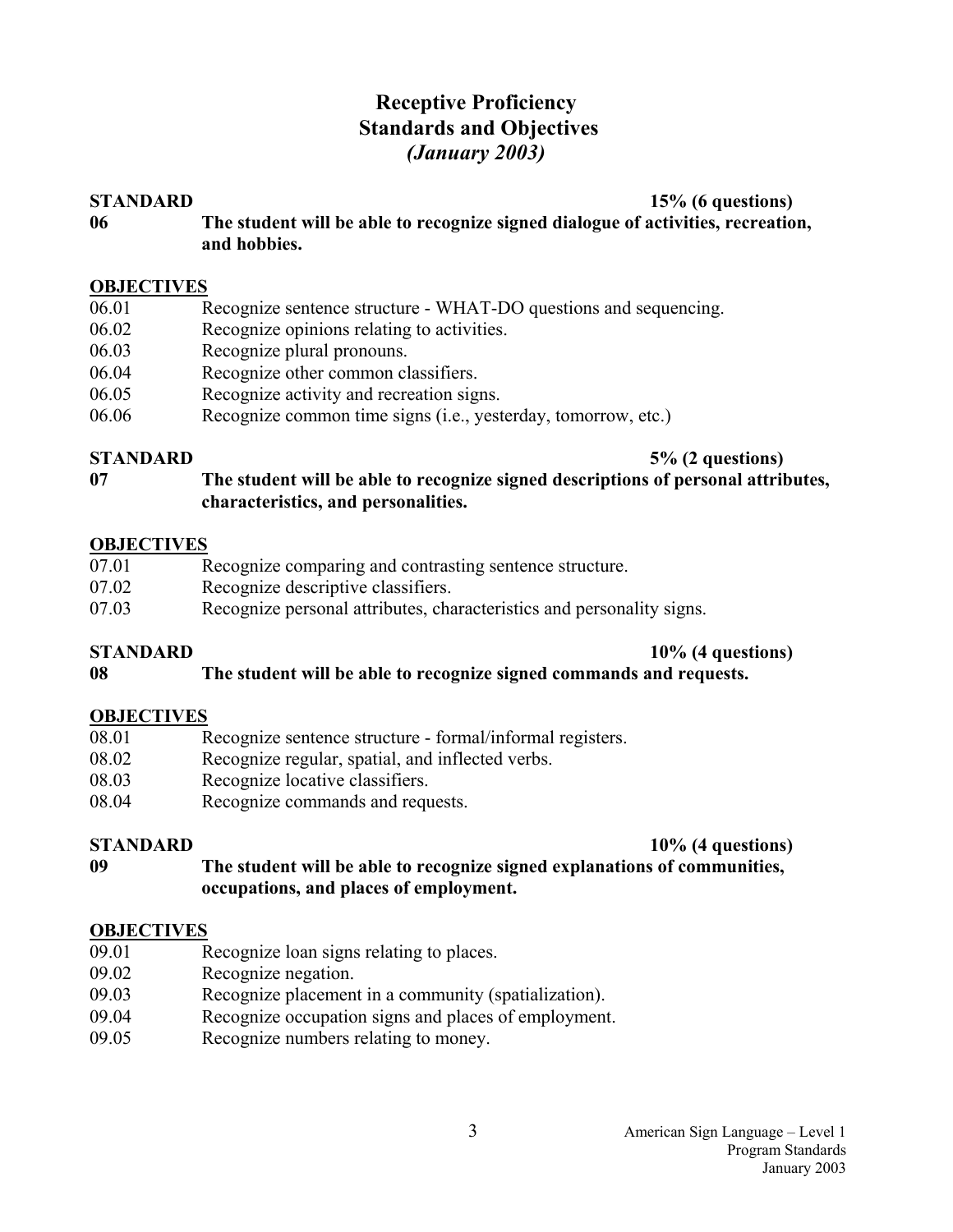# Receptive Proficiency
## Standards and Objectives
### *(January 2003)*

**STANDARD** **15% (6 questions)**

**06 The student will be able to recognize signed dialogue of activities, recreation, and hobbies.**

**OBJECTIVES**

06.01 Recognize sentence structure - WHAT-DO questions and sequencing.
06.02 Recognize opinions relating to activities.
06.03 Recognize plural pronouns.
06.04 Recognize other common classifiers.
06.05 Recognize activity and recreation signs.
06.06 Recognize common time signs (i.e., yesterday, tomorrow, etc.)

**STANDARD** **5% (2 questions)**

**07 The student will be able to recognize signed descriptions of personal attributes, characteristics, and personalities.**

**OBJECTIVES**

07.01 Recognize comparing and contrasting sentence structure.
07.02 Recognize descriptive classifiers.
07.03 Recognize personal attributes, characteristics and personality signs.

**STANDARD** **10% (4 questions)**

**08 The student will be able to recognize signed commands and requests.**

**OBJECTIVES**

08.01 Recognize sentence structure - formal/informal registers.
08.02 Recognize regular, spatial, and inflected verbs.
08.03 Recognize locative classifiers.
08.04 Recognize commands and requests.

**STANDARD** **10% (4 questions)**

**09 The student will be able to recognize signed explanations of communities, occupations, and places of employment.**

**OBJECTIVES**

09.01 Recognize loan signs relating to places.
09.02 Recognize negation.
09.03 Recognize placement in a community (spatialization).
09.04 Recognize occupation signs and places of employment.
09.05 Recognize numbers relating to money.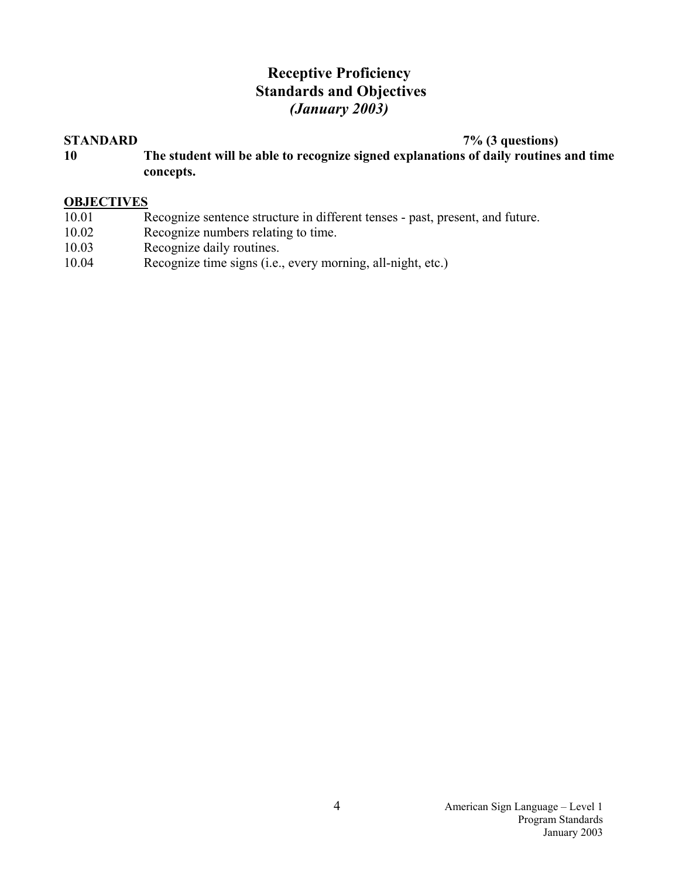# Receptive Proficiency
## Standards and Objectives
### *(January 2003)*

**STANDARD** **7% (3 questions)**

**10** **The student will be able to recognize signed explanations of daily routines and time concepts.**

**OBJECTIVES**

10.01 Recognize sentence structure in different tenses - past, present, and future.

10.02 Recognize numbers relating to time.

10.03 Recognize daily routines.

10.04 Recognize time signs (i.e., every morning, all-night, etc.)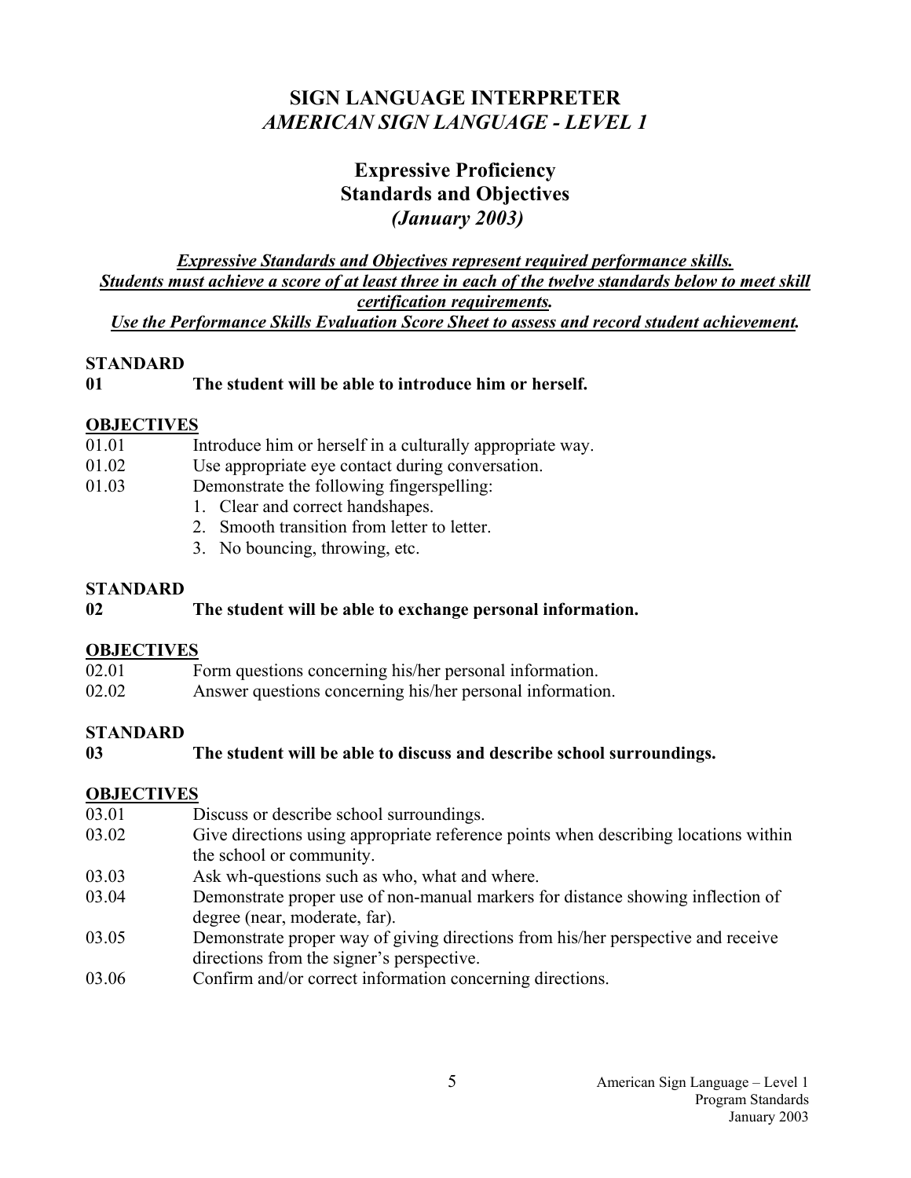# SIGN LANGUAGE INTERPRETER
## *AMERICAN SIGN LANGUAGE - LEVEL 1*

## Expressive Proficiency Standards and Objectives
### *(January 2003)*

***Expressive Standards and Objectives represent required performance skills. Students must achieve a score of at least three in each of the twelve standards below to meet skill certification requirements. Use the Performance Skills Evaluation Score Sheet to assess and record student achievement.***

**STANDARD**

**01 The student will be able to introduce him or herself.**

**OBJECTIVES**

01.01 Introduce him or herself in a culturally appropriate way.

01.02 Use appropriate eye contact during conversation.

01.03 Demonstrate the following fingerspelling:

1. Clear and correct handshapes.
2. Smooth transition from letter to letter.
3. No bouncing, throwing, etc.

**STANDARD**

**02 The student will be able to exchange personal information.**

**OBJECTIVES**

02.01 Form questions concerning his/her personal information.

02.02 Answer questions concerning his/her personal information.

**STANDARD**

**03 The student will be able to discuss and describe school surroundings.**

**OBJECTIVES**

03.01 Discuss or describe school surroundings.

03.02 Give directions using appropriate reference points when describing locations within the school or community.

03.03 Ask wh-questions such as who, what and where.

03.04 Demonstrate proper use of non-manual markers for distance showing inflection of degree (near, moderate, far).

03.05 Demonstrate proper way of giving directions from his/her perspective and receive directions from the signer's perspective.

03.06 Confirm and/or correct information concerning directions.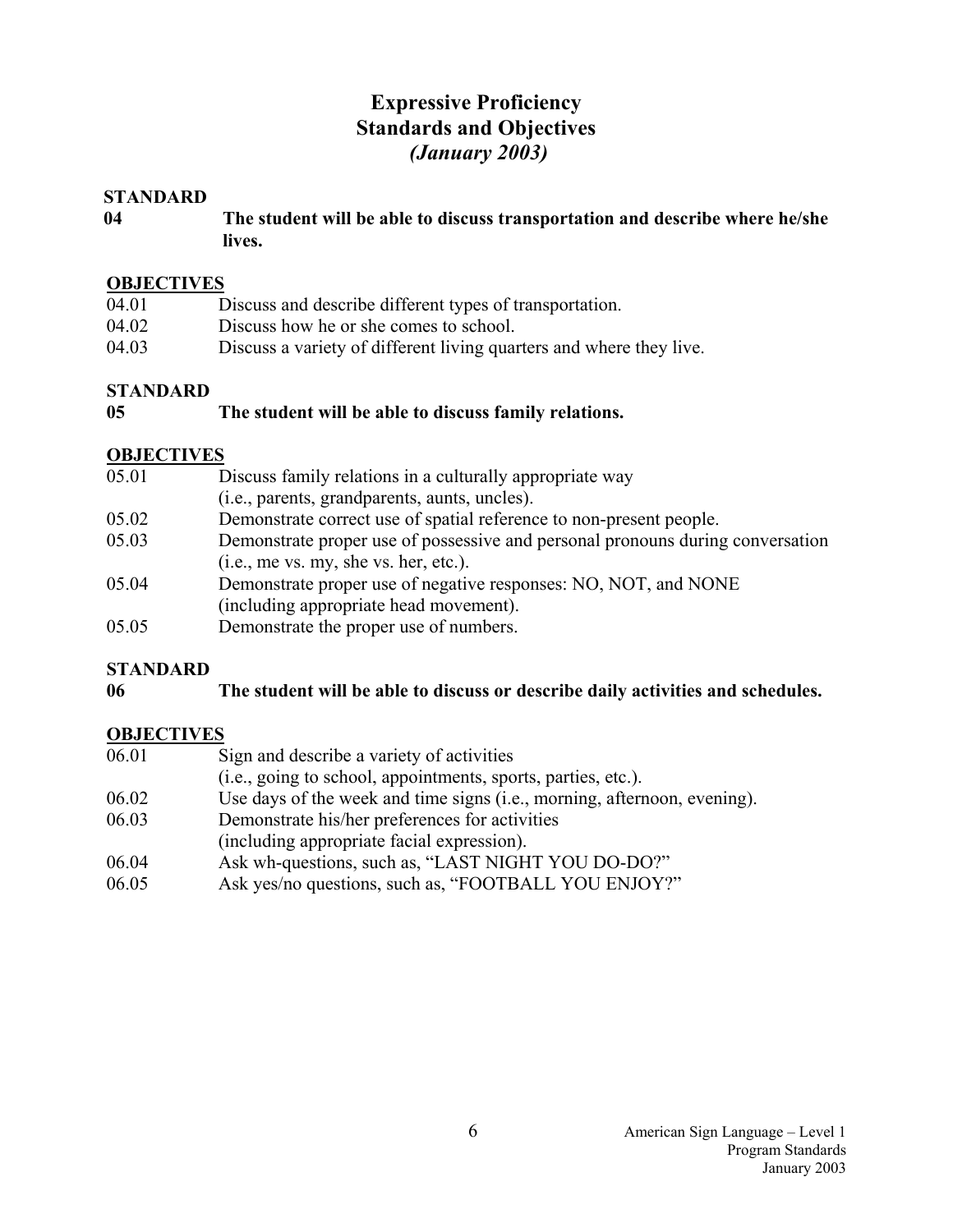# Expressive Proficiency
# Standards and Objectives
# *(January 2003)*

**STANDARD**

**04 The student will be able to discuss transportation and describe where he/she lives.**

**OBJECTIVES**

| | |
|---|---|
| 04.01 | Discuss and describe different types of transportation. |
| 04.02 | Discuss how he or she comes to school. |
| 04.03 | Discuss a variety of different living quarters and where they live. |

**STANDARD**

**05 The student will be able to discuss family relations.**

**OBJECTIVES**

| | |
|---|---|
| 05.01 | Discuss family relations in a culturally appropriate way (i.e., parents, grandparents, aunts, uncles). |
| 05.02 | Demonstrate correct use of spatial reference to non-present people. |
| 05.03 | Demonstrate proper use of possessive and personal pronouns during conversation (i.e., me vs. my, she vs. her, etc.). |
| 05.04 | Demonstrate proper use of negative responses: NO, NOT, and NONE (including appropriate head movement). |
| 05.05 | Demonstrate the proper use of numbers. |

**STANDARD**

**06 The student will be able to discuss or describe daily activities and schedules.**

**OBJECTIVES**

| | |
|---|---|
| 06.01 | Sign and describe a variety of activities (i.e., going to school, appointments, sports, parties, etc.). |
| 06.02 | Use days of the week and time signs (i.e., morning, afternoon, evening). |
| 06.03 | Demonstrate his/her preferences for activities (including appropriate facial expression). |
| 06.04 | Ask wh-questions, such as, "LAST NIGHT YOU DO-DO?" |
| 06.05 | Ask yes/no questions, such as, "FOOTBALL YOU ENJOY?" |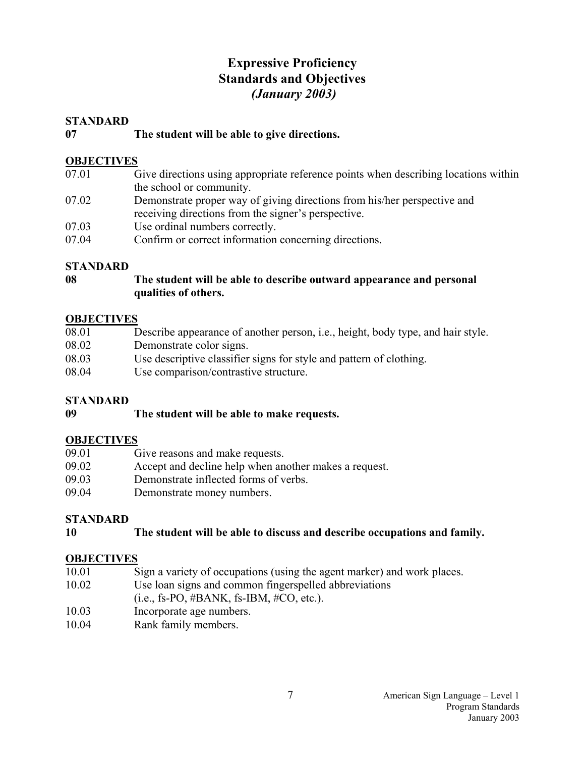# Expressive Proficiency
# Standards and Objectives
# *(January 2003)*

**STANDARD**

**07 The student will be able to give directions.**

**OBJECTIVES**

07.01 Give directions using appropriate reference points when describing locations within the school or community.

07.02 Demonstrate proper way of giving directions from his/her perspective and receiving directions from the signer's perspective.

07.03 Use ordinal numbers correctly.

07.04 Confirm or correct information concerning directions.

**STANDARD**

**08 The student will be able to describe outward appearance and personal qualities of others.**

**OBJECTIVES**

08.01 Describe appearance of another person, i.e., height, body type, and hair style.

08.02 Demonstrate color signs.

08.03 Use descriptive classifier signs for style and pattern of clothing.

08.04 Use comparison/contrastive structure.

**STANDARD**

**09 The student will be able to make requests.**

**OBJECTIVES**

09.01 Give reasons and make requests.

09.02 Accept and decline help when another makes a request.

09.03 Demonstrate inflected forms of verbs.

09.04 Demonstrate money numbers.

**STANDARD**

**10 The student will be able to discuss and describe occupations and family.**

**OBJECTIVES**

10.01 Sign a variety of occupations (using the agent marker) and work places.

10.02 Use loan signs and common fingerspelled abbreviations (i.e., fs-PO, #BANK, fs-IBM, #CO, etc.).

10.03 Incorporate age numbers.

10.04 Rank family members.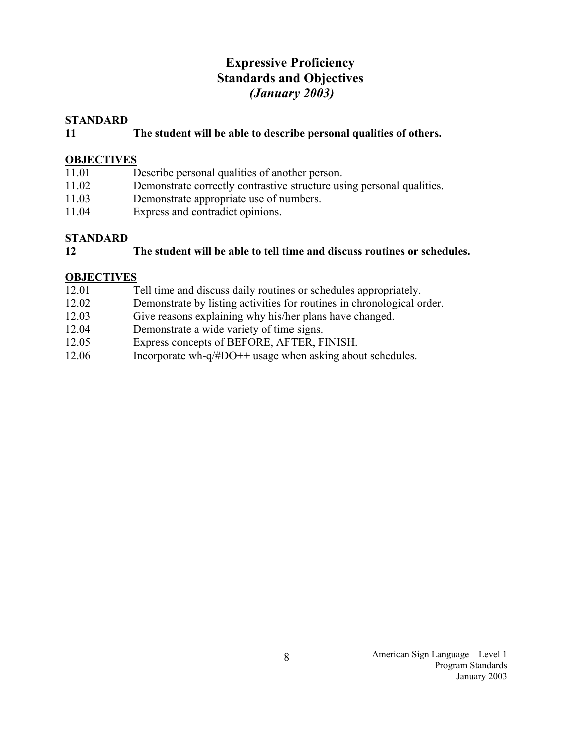# Expressive Proficiency
# Standards and Objectives
## *(January 2003)*

**STANDARD**
**11 The student will be able to describe personal qualities of others.**

**OBJECTIVES**

- 11.01 Describe personal qualities of another person.
- 11.02 Demonstrate correctly contrastive structure using personal qualities.
- 11.03 Demonstrate appropriate use of numbers.
- 11.04 Express and contradict opinions.

**STANDARD**
**12 The student will be able to tell time and discuss routines or schedules.**

**OBJECTIVES**

- 12.01 Tell time and discuss daily routines or schedules appropriately.
- 12.02 Demonstrate by listing activities for routines in chronological order.
- 12.03 Give reasons explaining why his/her plans have changed.
- 12.04 Demonstrate a wide variety of time signs.
- 12.05 Express concepts of BEFORE, AFTER, FINISH.
- 12.06 Incorporate wh-q/#DO++ usage when asking about schedules.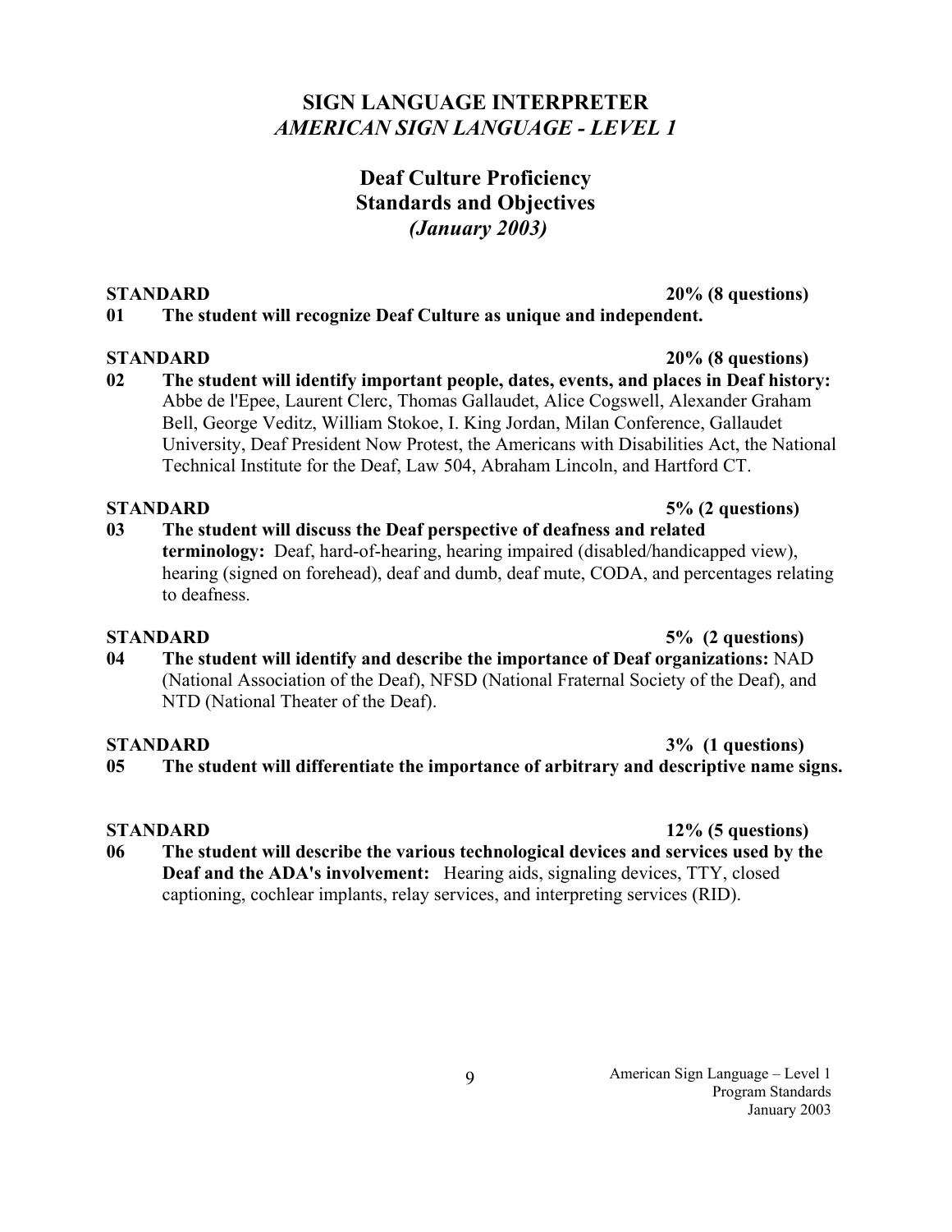# SIGN LANGUAGE INTERPRETER
## *AMERICAN SIGN LANGUAGE - LEVEL 1*

## Deaf Culture Proficiency
## Standards and Objectives
## *(January 2003)*

**STANDARD** **20% (8 questions)**

**01 The student will recognize Deaf Culture as unique and independent.**

**STANDARD** **20% (8 questions)**

**02 The student will identify important people, dates, events, and places in Deaf history:** Abbe de l'Epee, Laurent Clerc, Thomas Gallaudet, Alice Cogswell, Alexander Graham Bell, George Veditz, William Stokoe, I. King Jordan, Milan Conference, Gallaudet University, Deaf President Now Protest, the Americans with Disabilities Act, the National Technical Institute for the Deaf, Law 504, Abraham Lincoln, and Hartford CT.

**STANDARD** **5% (2 questions)**

**03 The student will discuss the Deaf perspective of deafness and related terminology:** Deaf, hard-of-hearing, hearing impaired (disabled/handicapped view), hearing (signed on forehead), deaf and dumb, deaf mute, CODA, and percentages relating to deafness.

**STANDARD** **5% (2 questions)**

**04 The student will identify and describe the importance of Deaf organizations:** NAD (National Association of the Deaf), NFSD (National Fraternal Society of the Deaf), and NTD (National Theater of the Deaf).

**STANDARD** **3% (1 questions)**

**05 The student will differentiate the importance of arbitrary and descriptive name signs.**

**STANDARD** **12% (5 questions)**

**06 The student will describe the various technological devices and services used by the Deaf and the ADA's involvement:** Hearing aids, signaling devices, TTY, closed captioning, cochlear implants, relay services, and interpreting services (RID).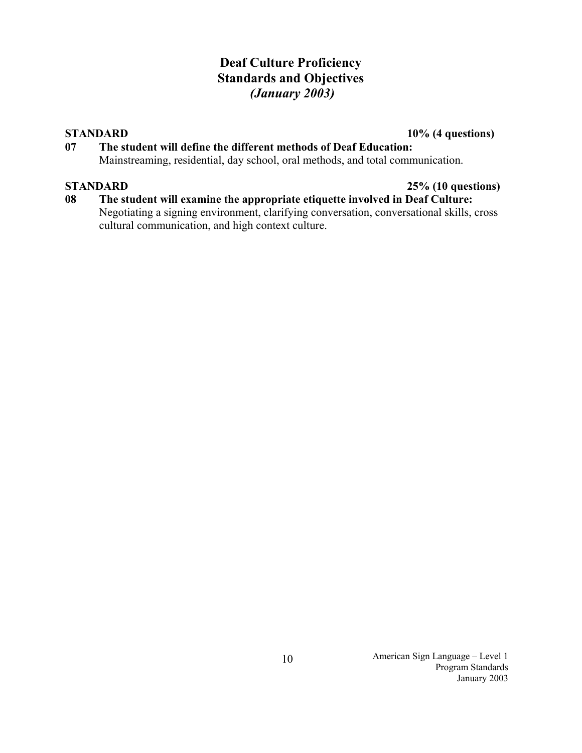# Deaf Culture Proficiency
# Standards and Objectives
# *(January 2003)*

**STANDARD** **10% (4 questions)**

**07 The student will define the different methods of Deaf Education:**
Mainstreaming, residential, day school, oral methods, and total communication.

**STANDARD** **25% (10 questions)**

**08 The student will examine the appropriate etiquette involved in Deaf Culture:**
Negotiating a signing environment, clarifying conversation, conversational skills, cross cultural communication, and high context culture.